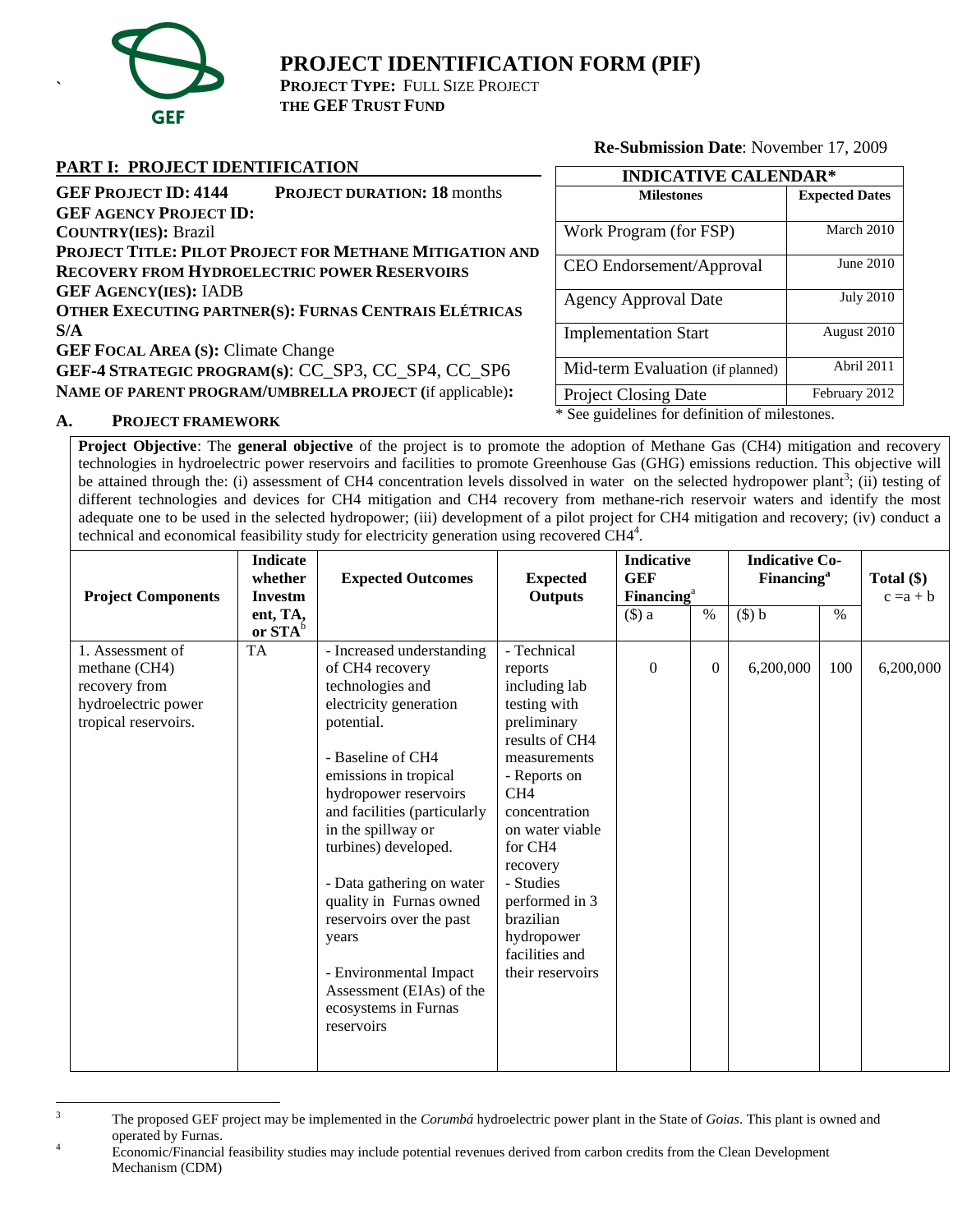# PROJECT IDENTIFICATION FORM (PIF)

**PROJECT TYPE:** FULL SIZE PROJECT
**THE GEF TRUST FUND**

**Re-Submission Date**: November 17, 2009

## PART I: PROJECT IDENTIFICATION

**GEF PROJECT ID: 4144** **PROJECT DURATION: 18** months
**GEF AGENCY PROJECT ID:**
**COUNTRY(IES):** Brazil
**PROJECT TITLE: PILOT PROJECT FOR METHANE MITIGATION AND RECOVERY FROM HYDROELECTRIC POWER RESERVOIRS**
**GEF AGENCY(IES):** IADB
**OTHER EXECUTING PARTNER(S): FURNAS CENTRAIS ELÉTRICAS S/A**
**GEF FOCAL AREA (S):** Climate Change
**GEF-4 STRATEGIC PROGRAM(s)**: CC_SP3, CC_SP4, CC_SP6
**NAME OF PARENT PROGRAM/UMBRELLA PROJECT (**if applicable)**:**

| INDICATIVE CALENDAR* | |
|---|---|
| **Milestones** | **Expected Dates** |
| Work Program (for FSP) | March 2010 |
| CEO Endorsement/Approval | June 2010 |
| Agency Approval Date | July 2010 |
| Implementation Start | August 2010 |
| Mid-term Evaluation (if planned) | Abril 2011 |
| Project Closing Date | February 2012 |

\* See guidelines for definition of milestones.

### A. PROJECT FRAMEWORK

**Project Objective**: The **general objective** of the project is to promote the adoption of Methane Gas (CH4) mitigation and recovery technologies in hydroelectric power reservoirs and facilities to promote Greenhouse Gas (GHG) emissions reduction. This objective will be attained through the: (i) assessment of CH4 concentration levels dissolved in water on the selected hydropower plant[3]; (ii) testing of different technologies and devices for CH4 mitigation and CH4 recovery from methane-rich reservoir waters and identify the most adequate one to be used in the selected hydropower; (iii) development of a pilot project for CH4 mitigation and recovery; (iv) conduct a technical and economical feasibility study for electricity generation using recovered CH4[4].

| Project Components | Indicate whether Investment, TA, or STA[b] | Expected Outcomes | Expected Outputs | Indicative GEF Financing[a] | | Indicative Co-Financing[a] | | Total ($) c =a + b |
|---|---|---|---|---|---|---|---|---|
| | | | | ($) a | % | ($) b | % | |
| 1. Assessment of methane (CH4) recovery from hydroelectric power tropical reservoirs. | TA | - Increased understanding of CH4 recovery technologies and electricity generation potential.<br><br>- Baseline of CH4 emissions in tropical hydropower reservoirs and facilities (particularly in the spillway or turbines) developed.<br><br>- Data gathering on water quality in Furnas owned reservoirs over the past years<br><br>- Environmental Impact Assessment (EIAs) of the ecosystems in Furnas reservoirs | - Technical reports including lab testing with preliminary results of CH4 measurements<br>- Reports on CH4 concentration on water viable for CH4 recovery<br>- Studies performed in 3 brazilian hydropower facilities and their reservoirs | 0 | 0 | 6,200,000 | 100 | 6,200,000 |

[3] The proposed GEF project may be implemented in the *Corumbá* hydroelectric power plant in the State of *Goias*. This plant is owned and operated by Furnas.

[4] Economic/Financial feasibility studies may include potential revenues derived from carbon credits from the Clean Development Mechanism (CDM)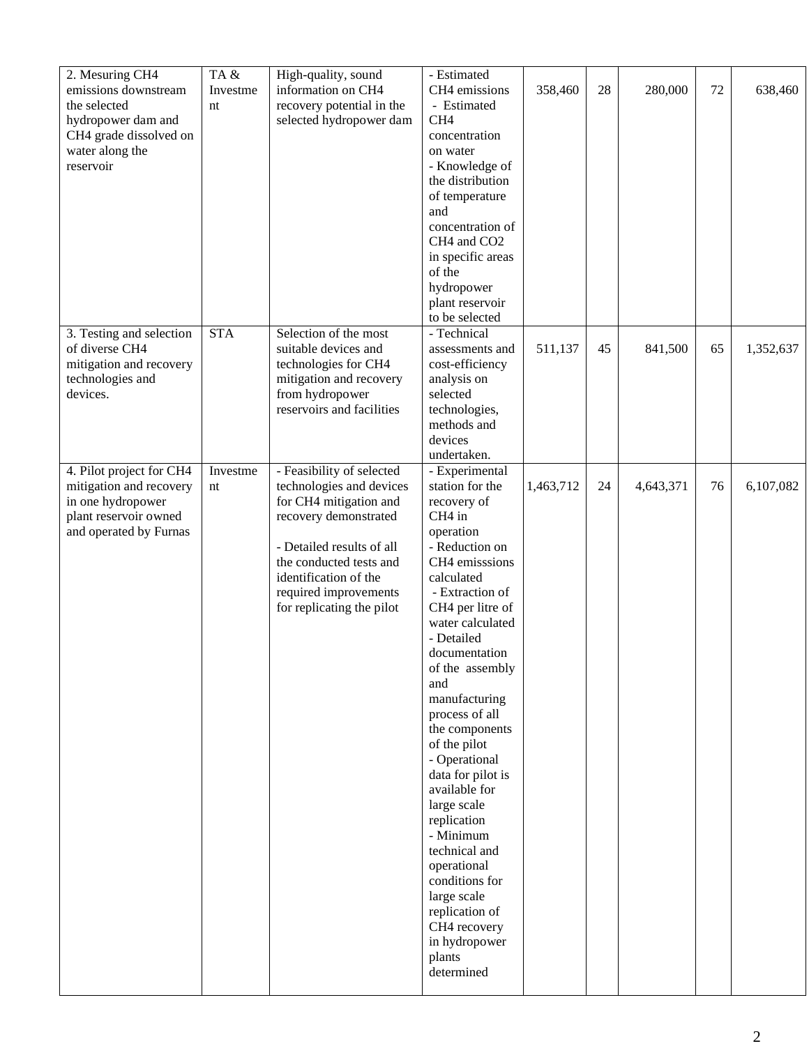| 2. Mesuring $CH_4$ emissions downstream the selected hydropower dam and $CH_4$ grade dissolved on water along the reservoir | TA & Investment | High-quality, sound information on $CH_4$ recovery potential in the selected hydropower dam | - Estimated $CH_4$ emissions<br>- Estimated $CH_4$ concentration on water<br>- Knowledge of the distribution of temperature and concentration of $CH_4$ and $CO_2$ in specific areas of the hydropower plant reservoir to be selected | 358,460 | 28 | 280,000 | 72 | 638,460 |
|---|---|---|---|---|---|---|---|---|
| 3. Testing and selection of diverse $CH_4$ mitigation and recovery technologies and devices. | STA | Selection of the most suitable devices and technologies for $CH_4$ mitigation and recovery from hydropower reservoirs and facilities | - Technical assessments and cost-efficiency analysis on selected technologies, methods and devices undertaken. | 511,137 | 45 | 841,500 | 65 | 1,352,637 |
| 4. Pilot project for $CH_4$ mitigation and recovery in one hydropower plant reservoir owned and operated by Furnas | Investment | - Feasibility of selected technologies and devices for $CH_4$ mitigation and recovery demonstrated<br><br>- Detailed results of all the conducted tests and identification of the required improvements for replicating the pilot | - Experimental station for the recovery of $CH_4$ in operation<br>- Reduction on $CH_4$ emisssions calculated<br>- Extraction of $CH_4$ per litre of water calculated<br>- Detailed documentation of the assembly and manufacturing process of all the components of the pilot<br>- Operational data for pilot is available for large scale replication<br>- Minimum technical and operational conditions for large scale replication of $CH_4$ recovery in hydropower plants determined | 1,463,712 | 24 | 4,643,371 | 76 | 6,107,082 |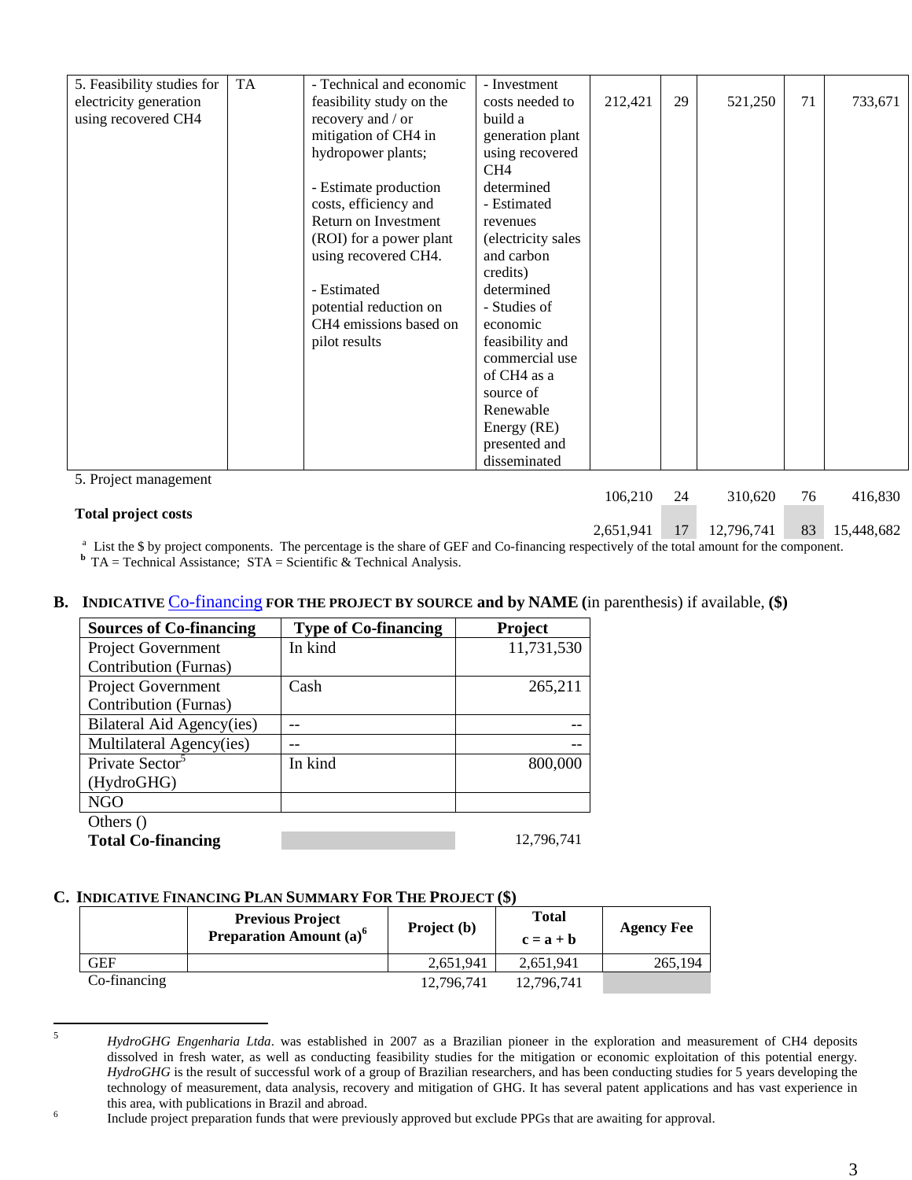| 5. Feasibility studies for electricity generation using recovered $CH_4$ | TA | - Technical and economic feasibility study on the recovery and / or mitigation of $CH_4$ in hydropower plants;<br><br>- Estimate production costs, efficiency and Return on Investment (ROI) for a power plant using recovered $CH_4$.<br><br>- Estimated potential reduction on $CH_4$ emissions based on pilot results | - Investment costs needed to build a generation plant using recovered $CH_4$ determined<br>- Estimated revenues (electricity sales and carbon credits) determined<br>- Studies of economic feasibility and commercial use of $CH_4$ as a source of Renewable Energy (RE) presented and disseminated | 212,421 | 29 | 521,250 | 71 | 733,671 |
|---|---|---|---|---|---|---|---|---|
| 5. Project management | | | | 106,210 | 24 | 310,620 | 76 | 416,830 |
| **Total project costs** | | | | 2,651,941 | 17 | 12,796,741 | 83 | 15,448,682 |

[a] List the $ by project components. The percentage is the share of GEF and Co-financing respectively of the total amount for the component.
[b] TA = Technical Assistance; STA = Scientific & Technical Analysis.

## B. INDICATIVE Co-financing FOR THE PROJECT BY SOURCE and by NAME (in parenthesis) if available, ($)

| Sources of Co-financing | Type of Co-financing | Project |
|---|---|---|
| Project Government Contribution (Furnas) | In kind | 11,731,530 |
| Project Government Contribution (Furnas) | Cash | 265,211 |
| Bilateral Aid Agency(ies) | -- | -- |
| Multilateral Agency(ies) | -- | -- |
| Private Sector[5] (HydroGHG) | In kind | 800,000 |
| NGO | | |
| Others () | | |
| **Total Co-financing** | | 12,796,741 |

## C. INDICATIVE FINANCING PLAN SUMMARY FOR THE PROJECT ($)

| | Previous Project Preparation Amount (a)[6] | Project (b) | Total c = a + b | Agency Fee |
|---|---|---|---|---|
| GEF | | 2,651,941 | 2,651,941 | 265,194 |
| Co-financing | | 12,796,741 | 12,796,741 | |

[5] *HydroGHG Engenharia Ltda*. was established in 2007 as a Brazilian pioneer in the exploration and measurement of $CH_4$ deposits dissolved in fresh water, as well as conducting feasibility studies for the mitigation or economic exploitation of this potential energy. *HydroGHG* is the result of successful work of a group of Brazilian researchers, and has been conducting studies for 5 years developing the technology of measurement, data analysis, recovery and mitigation of GHG. It has several patent applications and has vast experience in this area, with publications in Brazil and abroad.

[6] Include project preparation funds that were previously approved but exclude PPGs that are awaiting for approval.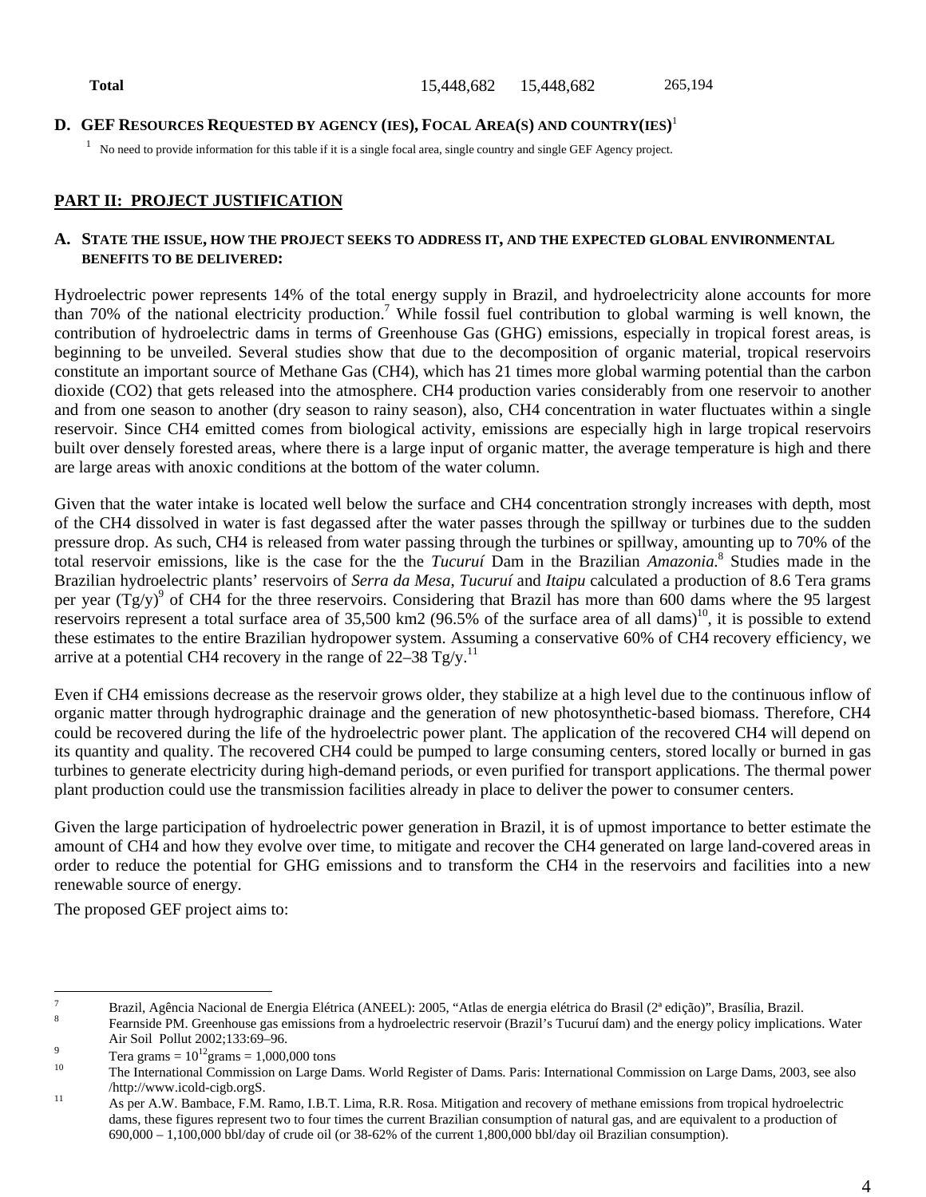| **Total** | 15,448,682 | 15,448,682 | 265,194 |
|---|---|---|---|

**D. GEF RESOURCES REQUESTED BY AGENCY (IES), FOCAL AREA(S) AND COUNTRY(IES)**[1]

[1] No need to provide information for this table if it is a single focal area, single country and single GEF Agency project.

## PART II: PROJECT JUSTIFICATION

**A. STATE THE ISSUE, HOW THE PROJECT SEEKS TO ADDRESS IT, AND THE EXPECTED GLOBAL ENVIRONMENTAL BENEFITS TO BE DELIVERED:**

Hydroelectric power represents 14% of the total energy supply in Brazil, and hydroelectricity alone accounts for more than 70% of the national electricity production.[7] While fossil fuel contribution to global warming is well known, the contribution of hydroelectric dams in terms of Greenhouse Gas (GHG) emissions, especially in tropical forest areas, is beginning to be unveiled. Several studies show that due to the decomposition of organic material, tropical reservoirs constitute an important source of Methane Gas ($CH_4$), which has 21 times more global warming potential than the carbon dioxide ($CO_2$) that gets released into the atmosphere. $CH_4$ production varies considerably from one reservoir to another and from one season to another (dry season to rainy season), also, $CH_4$ concentration in water fluctuates within a single reservoir. Since $CH_4$ emitted comes from biological activity, emissions are especially high in large tropical reservoirs built over densely forested areas, where there is a large input of organic matter, the average temperature is high and there are large areas with anoxic conditions at the bottom of the water column.

Given that the water intake is located well below the surface and $CH_4$ concentration strongly increases with depth, most of the $CH_4$ dissolved in water is fast degassed after the water passes through the spillway or turbines due to the sudden pressure drop. As such, $CH_4$ is released from water passing through the turbines or spillway, amounting up to 70% of the total reservoir emissions, like is the case for the the *Tucuruí* Dam in the Brazilian *Amazonia*.[8] Studies made in the Brazilian hydroelectric plants' reservoirs of *Serra da Mesa*, *Tucuruí* and *Itaipu* calculated a production of 8.6 Tera grams per year (Tg/y)[9] of $CH_4$ for the three reservoirs. Considering that Brazil has more than 600 dams where the 95 largest reservoirs represent a total surface area of 35,500 km2 (96.5% of the surface area of all dams)[10], it is possible to extend these estimates to the entire Brazilian hydropower system. Assuming a conservative 60% of $CH_4$ recovery efficiency, we arrive at a potential $CH_4$ recovery in the range of 22–38 Tg/y.[11]

Even if $CH_4$ emissions decrease as the reservoir grows older, they stabilize at a high level due to the continuous inflow of organic matter through hydrographic drainage and the generation of new photosynthetic-based biomass. Therefore, $CH_4$ could be recovered during the life of the hydroelectric power plant. The application of the recovered $CH_4$ will depend on its quantity and quality. The recovered $CH_4$ could be pumped to large consuming centers, stored locally or burned in gas turbines to generate electricity during high-demand periods, or even purified for transport applications. The thermal power plant production could use the transmission facilities already in place to deliver the power to consumer centers.

Given the large participation of hydroelectric power generation in Brazil, it is of upmost importance to better estimate the amount of $CH_4$ and how they evolve over time, to mitigate and recover the $CH_4$ generated on large land-covered areas in order to reduce the potential for GHG emissions and to transform the $CH_4$ in the reservoirs and facilities into a new renewable source of energy.

The proposed GEF project aims to:

---

[7] Brazil, Agência Nacional de Energia Elétrica (ANEEL): 2005, "Atlas de energia elétrica do Brasil (2ª edição)", Brasília, Brazil.

[8] Fearnside PM. Greenhouse gas emissions from a hydroelectric reservoir (Brazil's Tucuruí dam) and the energy policy implications. Water Air Soil Pollut 2002;133:69–96.

[9] Tera grams = $10^{12}$grams = 1,000,000 tons

[10] The International Commission on Large Dams. World Register of Dams. Paris: International Commission on Large Dams, 2003, see also /http://www.icold-cigb.orgS.

[11] As per A.W. Bambace, F.M. Ramo, I.B.T. Lima, R.R. Rosa. Mitigation and recovery of methane emissions from tropical hydroelectric dams, these figures represent two to four times the current Brazilian consumption of natural gas, and are equivalent to a production of 690,000 – 1,100,000 bbl/day of crude oil (or 38-62% of the current 1,800,000 bbl/day oil Brazilian consumption).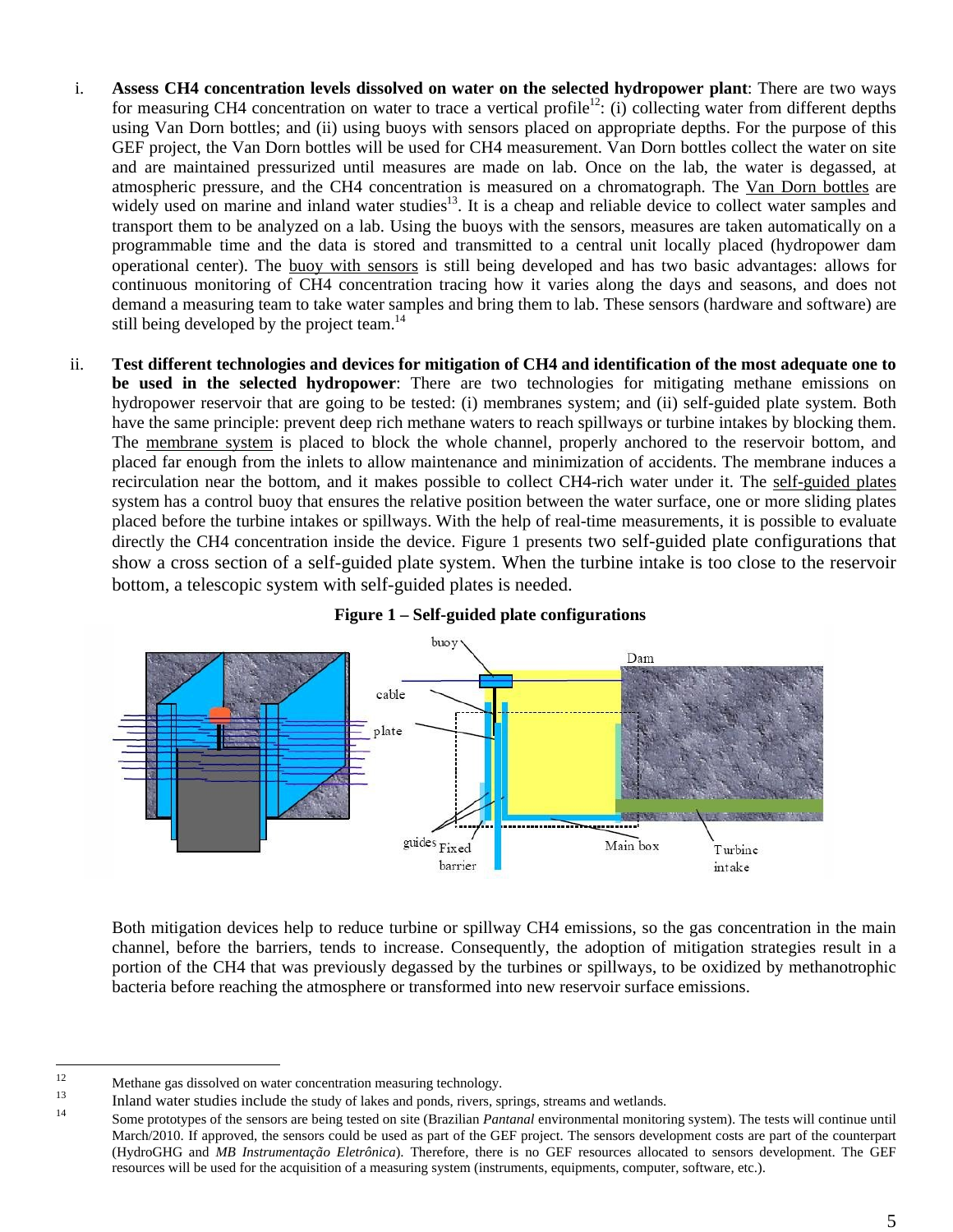i. **Assess CH4 concentration levels dissolved on water on the selected hydropower plant**: There are two ways for measuring CH4 concentration on water to trace a vertical profile[12]: (i) collecting water from different depths using Van Dorn bottles; and (ii) using buoys with sensors placed on appropriate depths. For the purpose of this GEF project, the Van Dorn bottles will be used for CH4 measurement. Van Dorn bottles collect the water on site and are maintained pressurized until measures are made on lab. Once on the lab, the water is degassed, at atmospheric pressure, and the CH4 concentration is measured on a chromatograph. The Van Dorn bottles are widely used on marine and inland water studies[13]. It is a cheap and reliable device to collect water samples and transport them to be analyzed on a lab. Using the buoys with the sensors, measures are taken automatically on a programmable time and the data is stored and transmitted to a central unit locally placed (hydropower dam operational center). The buoy with sensors is still being developed and has two basic advantages: allows for continuous monitoring of CH4 concentration tracing how it varies along the days and seasons, and does not demand a measuring team to take water samples and bring them to lab. These sensors (hardware and software) are still being developed by the project team.[14]

ii. **Test different technologies and devices for mitigation of CH4 and identification of the most adequate one to be used in the selected hydropower**: There are two technologies for mitigating methane emissions on hydropower reservoir that are going to be tested: (i) membranes system; and (ii) self-guided plate system. Both have the same principle: prevent deep rich methane waters to reach spillways or turbine intakes by blocking them. The membrane system is placed to block the whole channel, properly anchored to the reservoir bottom, and placed far enough from the inlets to allow maintenance and minimization of accidents. The membrane induces a recirculation near the bottom, and it makes possible to collect CH4-rich water under it. The self-guided plates system has a control buoy that ensures the relative position between the water surface, one or more sliding plates placed before the turbine intakes or spillways. With the help of real-time measurements, it is possible to evaluate directly the CH4 concentration inside the device. Figure 1 presents two self-guided plate configurations that show a cross section of a self-guided plate system. When the turbine intake is too close to the reservoir bottom, a telescopic system with self-guided plates is needed.

**Figure 1 – Self-guided plate configurations**

Both mitigation devices help to reduce turbine or spillway CH4 emissions, so the gas concentration in the main channel, before the barriers, tends to increase. Consequently, the adoption of mitigation strategies result in a portion of the CH4 that was previously degassed by the turbines or spillways, to be oxidized by methanotrophic bacteria before reaching the atmosphere or transformed into new reservoir surface emissions.

---

[12] Methane gas dissolved on water concentration measuring technology.

[13] Inland water studies include the study of lakes and ponds, rivers, springs, streams and wetlands.

[14] Some prototypes of the sensors are being tested on site (Brazilian *Pantanal* environmental monitoring system). The tests will continue until March/2010. If approved, the sensors could be used as part of the GEF project. The sensors development costs are part of the counterpart (HydroGHG and *MB Instrumentação Eletrônica*). Therefore, there is no GEF resources allocated to sensors development. The GEF resources will be used for the acquisition of a measuring system (instruments, equipments, computer, software, etc.).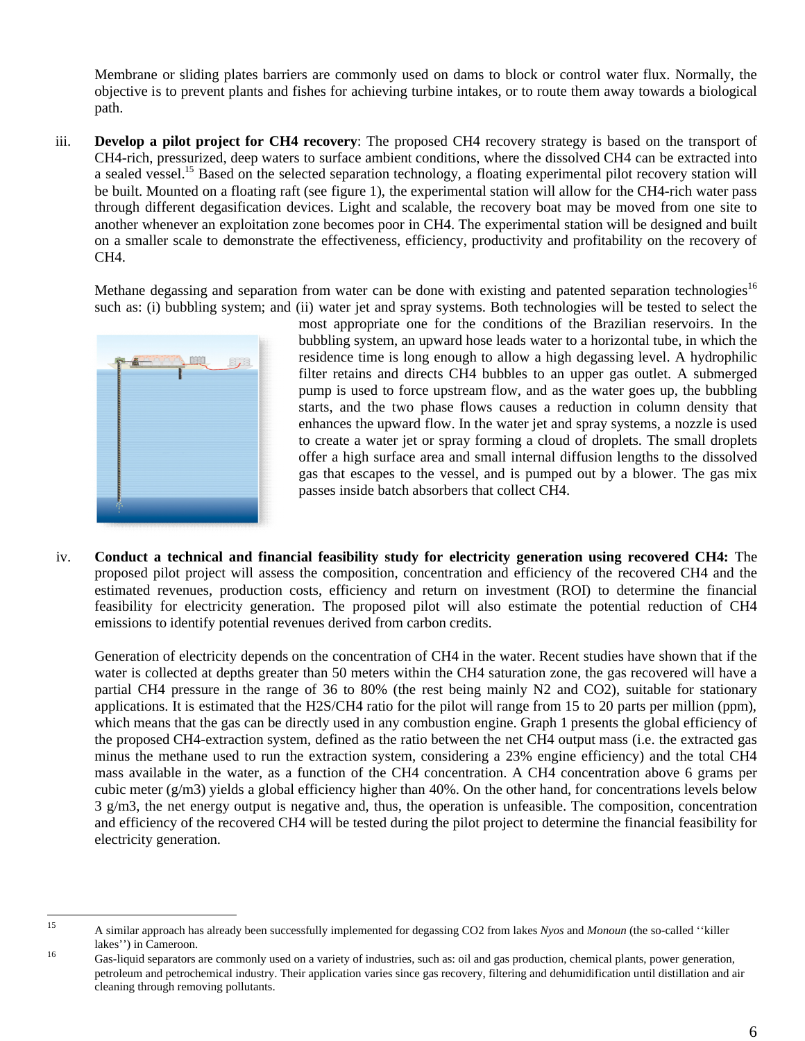Membrane or sliding plates barriers are commonly used on dams to block or control water flux. Normally, the objective is to prevent plants and fishes for achieving turbine intakes, or to route them away towards a biological path.

iii. **Develop a pilot project for CH4 recovery**: The proposed CH4 recovery strategy is based on the transport of CH4-rich, pressurized, deep waters to surface ambient conditions, where the dissolved CH4 can be extracted into a sealed vessel.[15] Based on the selected separation technology, a floating experimental pilot recovery station will be built. Mounted on a floating raft (see figure 1), the experimental station will allow for the CH4-rich water pass through different degasification devices. Light and scalable, the recovery boat may be moved from one site to another whenever an exploitation zone becomes poor in CH4. The experimental station will be designed and built on a smaller scale to demonstrate the effectiveness, efficiency, productivity and profitability on the recovery of CH4.

   Methane degassing and separation from water can be done with existing and patented separation technologies[16] such as: (i) bubbling system; and (ii) water jet and spray systems. Both technologies will be tested to select the most appropriate one for the conditions of the Brazilian reservoirs. In the bubbling system, an upward hose leads water to a horizontal tube, in which the residence time is long enough to allow a high degassing level. A hydrophilic filter retains and directs CH4 bubbles to an upper gas outlet. A submerged pump is used to force upstream flow, and as the water goes up, the bubbling starts, and the two phase flows causes a reduction in column density that enhances the upward flow. In the water jet and spray systems, a nozzle is used to create a water jet or spray forming a cloud of droplets. The small droplets offer a high surface area and small internal diffusion lengths to the dissolved gas that escapes to the vessel, and is pumped out by a blower. The gas mix passes inside batch absorbers that collect CH4.

iv. **Conduct a technical and financial feasibility study for electricity generation using recovered CH4:** The proposed pilot project will assess the composition, concentration and efficiency of the recovered CH4 and the estimated revenues, production costs, efficiency and return on investment (ROI) to determine the financial feasibility for electricity generation. The proposed pilot will also estimate the potential reduction of CH4 emissions to identify potential revenues derived from carbon credits.

   Generation of electricity depends on the concentration of CH4 in the water. Recent studies have shown that if the water is collected at depths greater than 50 meters within the CH4 saturation zone, the gas recovered will have a partial CH4 pressure in the range of 36 to 80% (the rest being mainly N2 and CO2), suitable for stationary applications. It is estimated that the H2S/CH4 ratio for the pilot will range from 15 to 20 parts per million (ppm), which means that the gas can be directly used in any combustion engine. Graph 1 presents the global efficiency of the proposed CH4-extraction system, defined as the ratio between the net CH4 output mass (i.e. the extracted gas minus the methane used to run the extraction system, considering a 23% engine efficiency) and the total CH4 mass available in the water, as a function of the CH4 concentration. A CH4 concentration above 6 grams per cubic meter (g/m3) yields a global efficiency higher than 40%. On the other hand, for concentrations levels below 3 g/m3, the net energy output is negative and, thus, the operation is unfeasible. The composition, concentration and efficiency of the recovered CH4 will be tested during the pilot project to determine the financial feasibility for electricity generation.

---

[15] A similar approach has already been successfully implemented for degassing CO2 from lakes *Nyos* and *Monoun* (the so-called ''killer lakes'') in Cameroon.

[16] Gas-liquid separators are commonly used on a variety of industries, such as: oil and gas production, chemical plants, power generation, petroleum and petrochemical industry. Their application varies since gas recovery, filtering and dehumidification until distillation and air cleaning through removing pollutants.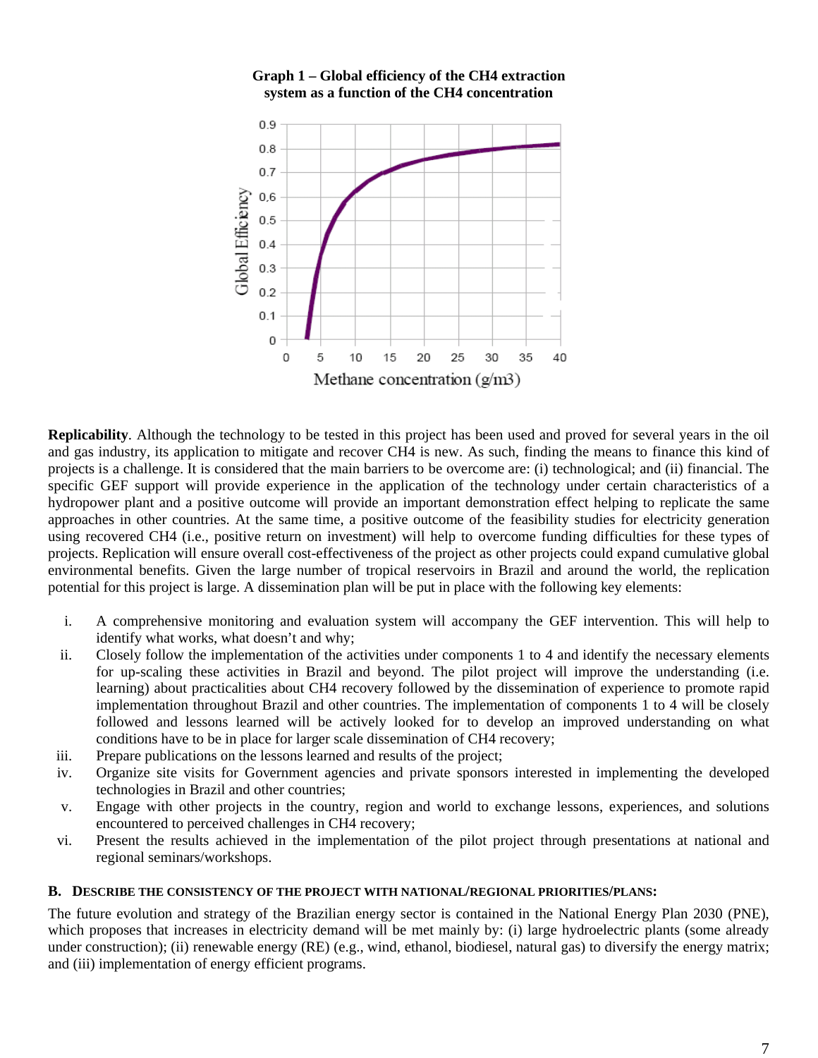**Graph 1 – Global efficiency of the CH4 extraction system as a function of the CH4 concentration**

**Replicability**. Although the technology to be tested in this project has been used and proved for several years in the oil and gas industry, its application to mitigate and recover CH4 is new. As such, finding the means to finance this kind of projects is a challenge. It is considered that the main barriers to be overcome are: (i) technological; and (ii) financial. The specific GEF support will provide experience in the application of the technology under certain characteristics of a hydropower plant and a positive outcome will provide an important demonstration effect helping to replicate the same approaches in other countries. At the same time, a positive outcome of the feasibility studies for electricity generation using recovered CH4 (i.e., positive return on investment) will help to overcome funding difficulties for these types of projects. Replication will ensure overall cost-effectiveness of the project as other projects could expand cumulative global environmental benefits. Given the large number of tropical reservoirs in Brazil and around the world, the replication potential for this project is large. A dissemination plan will be put in place with the following key elements:

i. A comprehensive monitoring and evaluation system will accompany the GEF intervention. This will help to identify what works, what doesn't and why;
ii. Closely follow the implementation of the activities under components 1 to 4 and identify the necessary elements for up-scaling these activities in Brazil and beyond. The pilot project will improve the understanding (i.e. learning) about practicalities about CH4 recovery followed by the dissemination of experience to promote rapid implementation throughout Brazil and other countries. The implementation of components 1 to 4 will be closely followed and lessons learned will be actively looked for to develop an improved understanding on what conditions have to be in place for larger scale dissemination of CH4 recovery;
iii. Prepare publications on the lessons learned and results of the project;
iv. Organize site visits for Government agencies and private sponsors interested in implementing the developed technologies in Brazil and other countries;
v. Engage with other projects in the country, region and world to exchange lessons, experiences, and solutions encountered to perceived challenges in CH4 recovery;
vi. Present the results achieved in the implementation of the pilot project through presentations at national and regional seminars/workshops.

### B. Describe the consistency of the project with national/regional priorities/plans:

The future evolution and strategy of the Brazilian energy sector is contained in the National Energy Plan 2030 (PNE), which proposes that increases in electricity demand will be met mainly by: (i) large hydroelectric plants (some already under construction); (ii) renewable energy (RE) (e.g., wind, ethanol, biodiesel, natural gas) to diversify the energy matrix; and (iii) implementation of energy efficient programs.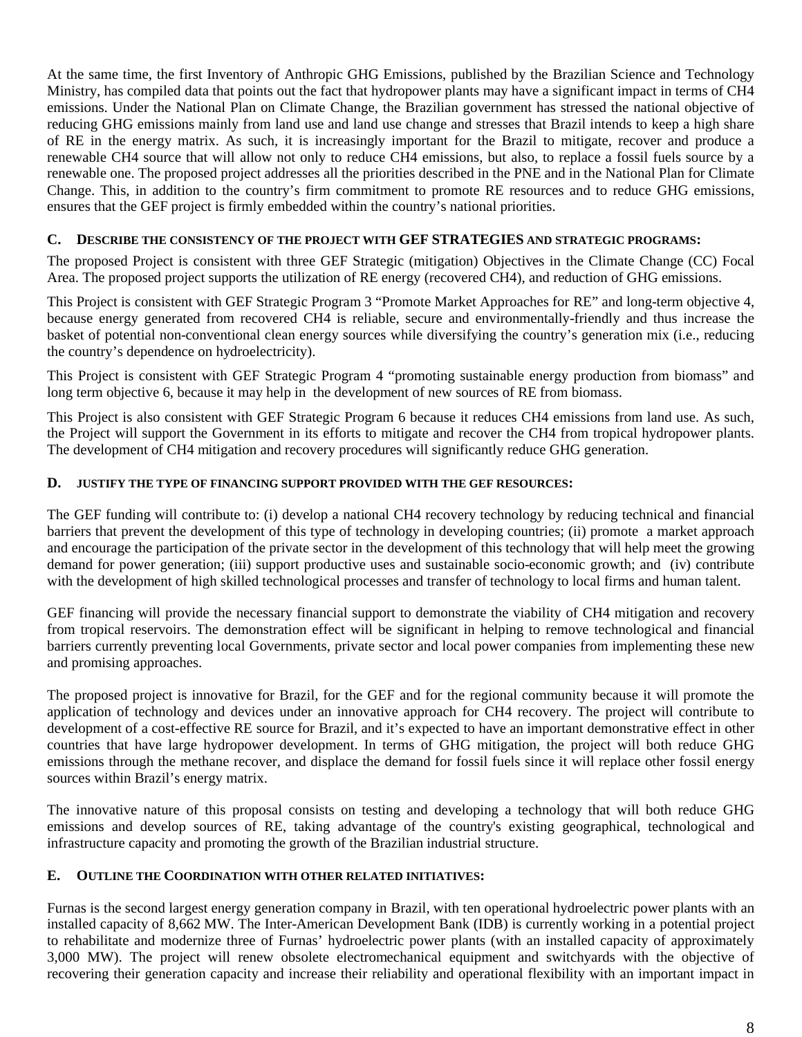At the same time, the first Inventory of Anthropic GHG Emissions, published by the Brazilian Science and Technology Ministry, has compiled data that points out the fact that hydropower plants may have a significant impact in terms of CH4 emissions. Under the National Plan on Climate Change, the Brazilian government has stressed the national objective of reducing GHG emissions mainly from land use and land use change and stresses that Brazil intends to keep a high share of RE in the energy matrix. As such, it is increasingly important for the Brazil to mitigate, recover and produce a renewable CH4 source that will allow not only to reduce CH4 emissions, but also, to replace a fossil fuels source by a renewable one. The proposed project addresses all the priorities described in the PNE and in the National Plan for Climate Change. This, in addition to the country's firm commitment to promote RE resources and to reduce GHG emissions, ensures that the GEF project is firmly embedded within the country's national priorities.

### C. DESCRIBE THE CONSISTENCY OF THE PROJECT WITH GEF STRATEGIES AND STRATEGIC PROGRAMS:

The proposed Project is consistent with three GEF Strategic (mitigation) Objectives in the Climate Change (CC) Focal Area. The proposed project supports the utilization of RE energy (recovered CH4), and reduction of GHG emissions.

This Project is consistent with GEF Strategic Program 3 "Promote Market Approaches for RE" and long-term objective 4, because energy generated from recovered CH4 is reliable, secure and environmentally-friendly and thus increase the basket of potential non-conventional clean energy sources while diversifying the country's generation mix (i.e., reducing the country's dependence on hydroelectricity).

This Project is consistent with GEF Strategic Program 4 "promoting sustainable energy production from biomass" and long term objective 6, because it may help in the development of new sources of RE from biomass.

This Project is also consistent with GEF Strategic Program 6 because it reduces CH4 emissions from land use. As such, the Project will support the Government in its efforts to mitigate and recover the CH4 from tropical hydropower plants. The development of CH4 mitigation and recovery procedures will significantly reduce GHG generation.

### D. JUSTIFY THE TYPE OF FINANCING SUPPORT PROVIDED WITH THE GEF RESOURCES:

The GEF funding will contribute to: (i) develop a national CH4 recovery technology by reducing technical and financial barriers that prevent the development of this type of technology in developing countries; (ii) promote a market approach and encourage the participation of the private sector in the development of this technology that will help meet the growing demand for power generation; (iii) support productive uses and sustainable socio-economic growth; and (iv) contribute with the development of high skilled technological processes and transfer of technology to local firms and human talent.

GEF financing will provide the necessary financial support to demonstrate the viability of CH4 mitigation and recovery from tropical reservoirs. The demonstration effect will be significant in helping to remove technological and financial barriers currently preventing local Governments, private sector and local power companies from implementing these new and promising approaches.

The proposed project is innovative for Brazil, for the GEF and for the regional community because it will promote the application of technology and devices under an innovative approach for CH4 recovery. The project will contribute to development of a cost-effective RE source for Brazil, and it's expected to have an important demonstrative effect in other countries that have large hydropower development. In terms of GHG mitigation, the project will both reduce GHG emissions through the methane recover, and displace the demand for fossil fuels since it will replace other fossil energy sources within Brazil's energy matrix.

The innovative nature of this proposal consists on testing and developing a technology that will both reduce GHG emissions and develop sources of RE, taking advantage of the country's existing geographical, technological and infrastructure capacity and promoting the growth of the Brazilian industrial structure.

### E. OUTLINE THE COORDINATION WITH OTHER RELATED INITIATIVES:

Furnas is the second largest energy generation company in Brazil, with ten operational hydroelectric power plants with an installed capacity of 8,662 MW. The Inter-American Development Bank (IDB) is currently working in a potential project to rehabilitate and modernize three of Furnas' hydroelectric power plants (with an installed capacity of approximately 3,000 MW). The project will renew obsolete electromechanical equipment and switchyards with the objective of recovering their generation capacity and increase their reliability and operational flexibility with an important impact in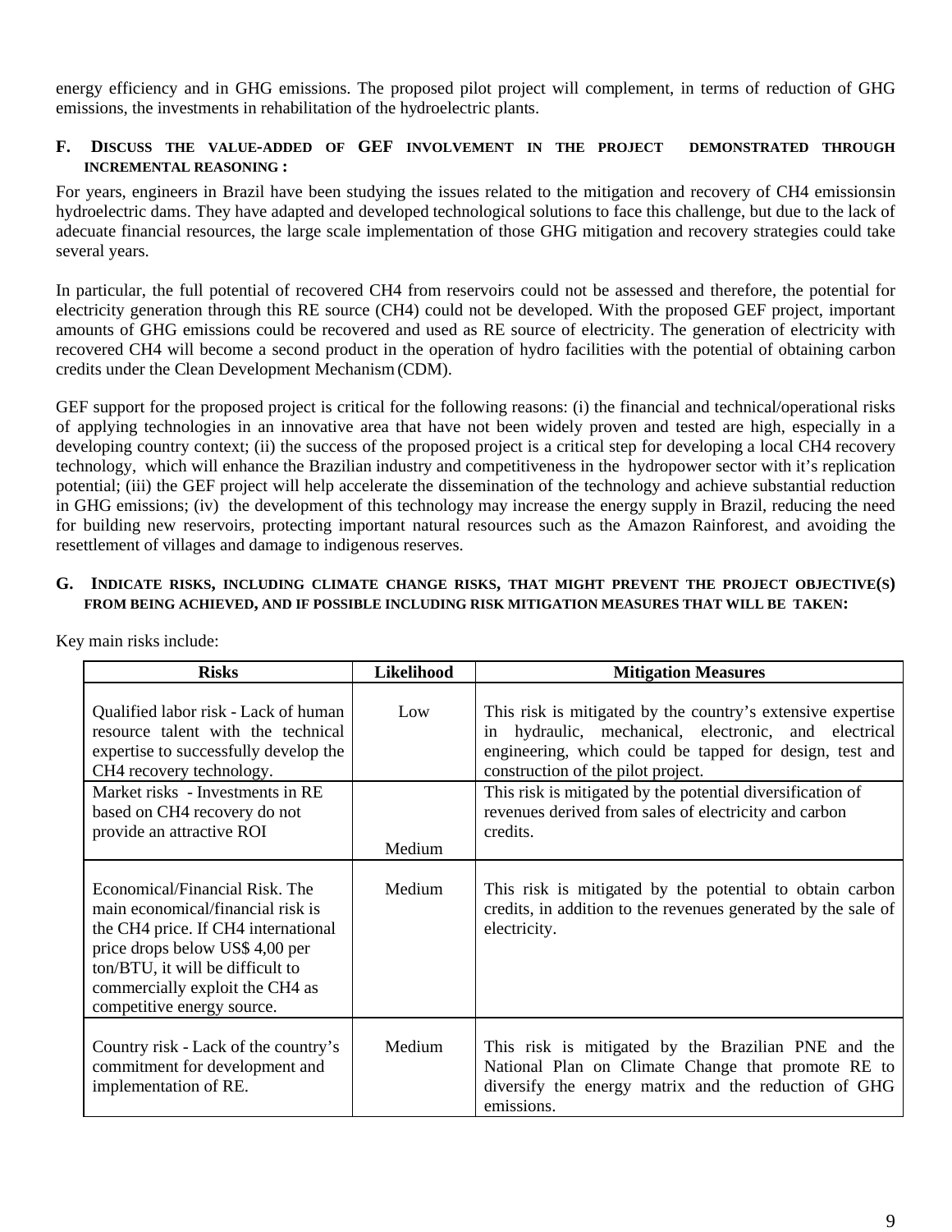energy efficiency and in GHG emissions. The proposed pilot project will complement, in terms of reduction of GHG emissions, the investments in rehabilitation of the hydroelectric plants.

### F. Discuss the value-added of GEF involvement in the project demonstrated through incremental reasoning :

For years, engineers in Brazil have been studying the issues related to the mitigation and recovery of $CH_4$ emissionsin hydroelectric dams. They have adapted and developed technological solutions to face this challenge, but due to the lack of adecuate financial resources, the large scale implementation of those GHG mitigation and recovery strategies could take several years.

In particular, the full potential of recovered $CH_4$ from reservoirs could not be assessed and therefore, the potential for electricity generation through this RE source ($CH_4$) could not be developed. With the proposed GEF project, important amounts of GHG emissions could be recovered and used as RE source of electricity. The generation of electricity with recovered $CH_4$ will become a second product in the operation of hydro facilities with the potential of obtaining carbon credits under the Clean Development Mechanism (CDM).

GEF support for the proposed project is critical for the following reasons: (i) the financial and technical/operational risks of applying technologies in an innovative area that have not been widely proven and tested are high, especially in a developing country context; (ii) the success of the proposed project is a critical step for developing a local $CH_4$ recovery technology, which will enhance the Brazilian industry and competitiveness in the hydropower sector with it's replication potential; (iii) the GEF project will help accelerate the dissemination of the technology and achieve substantial reduction in GHG emissions; (iv) the development of this technology may increase the energy supply in Brazil, reducing the need for building new reservoirs, protecting important natural resources such as the Amazon Rainforest, and avoiding the resettlement of villages and damage to indigenous reserves.

### G. Indicate risks, including climate change risks, that might prevent the project objective(s) from being achieved, and if possible including risk mitigation measures that will be taken:

Key main risks include:

| Risks | Likelihood | Mitigation Measures |
|---|---|---|
| Qualified labor risk - Lack of human resource talent with the technical expertise to successfully develop the $CH_4$ recovery technology. | Low | This risk is mitigated by the country's extensive expertise in hydraulic, mechanical, electronic, and electrical engineering, which could be tapped for design, test and construction of the pilot project. |
| Market risks - Investments in RE based on $CH_4$ recovery do not provide an attractive ROI | Medium | This risk is mitigated by the potential diversification of revenues derived from sales of electricity and carbon credits. |
| Economical/Financial Risk. The main economical/financial risk is the $CH_4$ price. If $CH_4$ international price drops below US$ 4,00 per ton/BTU, it will be difficult to commercially exploit the $CH_4$ as competitive energy source. | Medium | This risk is mitigated by the potential to obtain carbon credits, in addition to the revenues generated by the sale of electricity. |
| Country risk - Lack of the country's commitment for development and implementation of RE. | Medium | This risk is mitigated by the Brazilian PNE and the National Plan on Climate Change that promote RE to diversify the energy matrix and the reduction of GHG emissions. |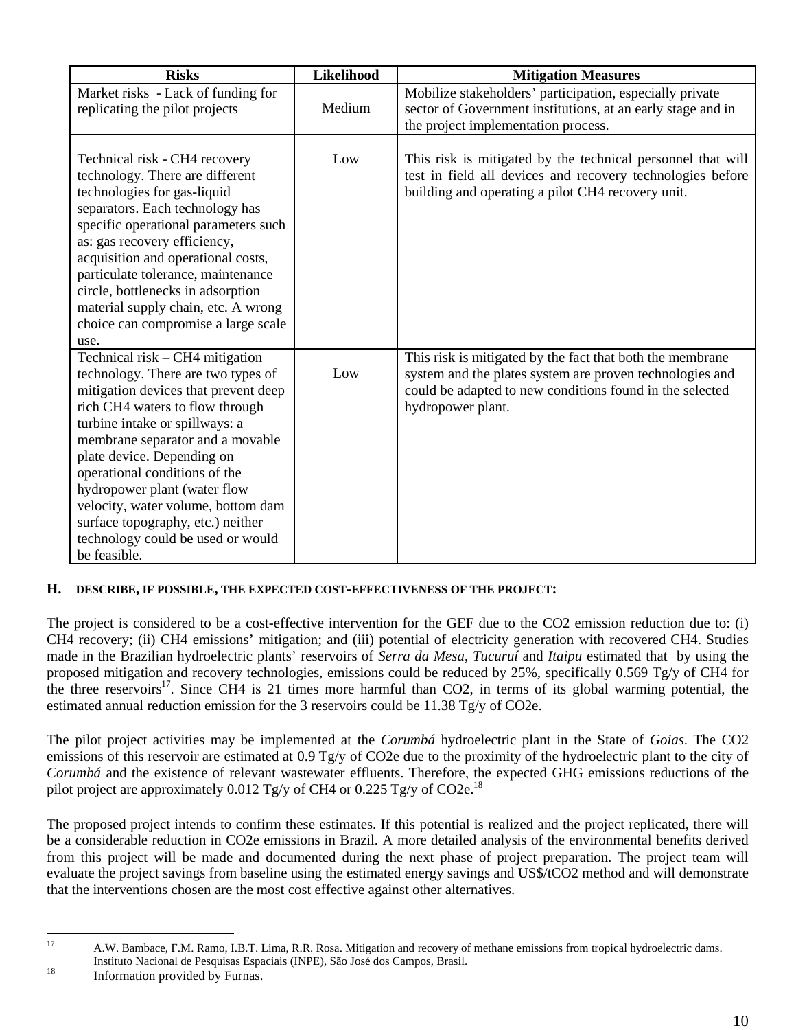| Risks | Likelihood | Mitigation Measures |
|---|---|---|
| Market risks - Lack of funding for replicating the pilot projects | Medium | Mobilize stakeholders' participation, especially private sector of Government institutions, at an early stage and in the project implementation process. |
| Technical risk - $CH_4$ recovery technology. There are different technologies for gas-liquid separators. Each technology has specific operational parameters such as: gas recovery efficiency, acquisition and operational costs, particulate tolerance, maintenance circle, bottlenecks in adsorption material supply chain, etc. A wrong choice can compromise a large scale use. | Low | This risk is mitigated by the technical personnel that will test in field all devices and recovery technologies before building and operating a pilot $CH_4$ recovery unit. |
| Technical risk – $CH_4$ mitigation technology. There are two types of mitigation devices that prevent deep rich $CH_4$ waters to flow through turbine intake or spillways: a membrane separator and a movable plate device. Depending on operational conditions of the hydropower plant (water flow velocity, water volume, bottom dam surface topography, etc.) neither technology could be used or would be feasible. | Low | This risk is mitigated by the fact that both the membrane system and the plates system are proven technologies and could be adapted to new conditions found in the selected hydropower plant. |

## H. DESCRIBE, IF POSSIBLE, THE EXPECTED COST-EFFECTIVENESS OF THE PROJECT:

The project is considered to be a cost-effective intervention for the GEF due to the $CO_2$ emission reduction due to: (i) $CH_4$ recovery; (ii) $CH_4$ emissions' mitigation; and (iii) potential of electricity generation with recovered $CH_4$. Studies made in the Brazilian hydroelectric plants' reservoirs of *Serra da Mesa*, *Tucuruí* and *Itaipu* estimated that by using the proposed mitigation and recovery technologies, emissions could be reduced by 25%, specifically 0.569 Tg/y of $CH_4$ for the three reservoirs[17]. Since $CH_4$ is 21 times more harmful than $CO_2$, in terms of its global warming potential, the estimated annual reduction emission for the 3 reservoirs could be 11.38 Tg/y of $CO_2$e.

The pilot project activities may be implemented at the *Corumbá* hydroelectric plant in the State of *Goias*. The $CO_2$ emissions of this reservoir are estimated at 0.9 Tg/y of $CO_2$e due to the proximity of the hydroelectric plant to the city of *Corumbá* and the existence of relevant wastewater effluents. Therefore, the expected GHG emissions reductions of the pilot project are approximately 0.012 Tg/y of $CH_4$ or 0.225 Tg/y of $CO_2$e.[18]

The proposed project intends to confirm these estimates. If this potential is realized and the project replicated, there will be a considerable reduction in $CO_2$e emissions in Brazil. A more detailed analysis of the environmental benefits derived from this project will be made and documented during the next phase of project preparation. The project team will evaluate the project savings from baseline using the estimated energy savings and US$/t$CO_2$ method and will demonstrate that the interventions chosen are the most cost effective against other alternatives.

---

[17] A.W. Bambace, F.M. Ramo, I.B.T. Lima, R.R. Rosa. Mitigation and recovery of methane emissions from tropical hydroelectric dams. Instituto Nacional de Pesquisas Espaciais (INPE), São José dos Campos, Brasil.

[18] Information provided by Furnas.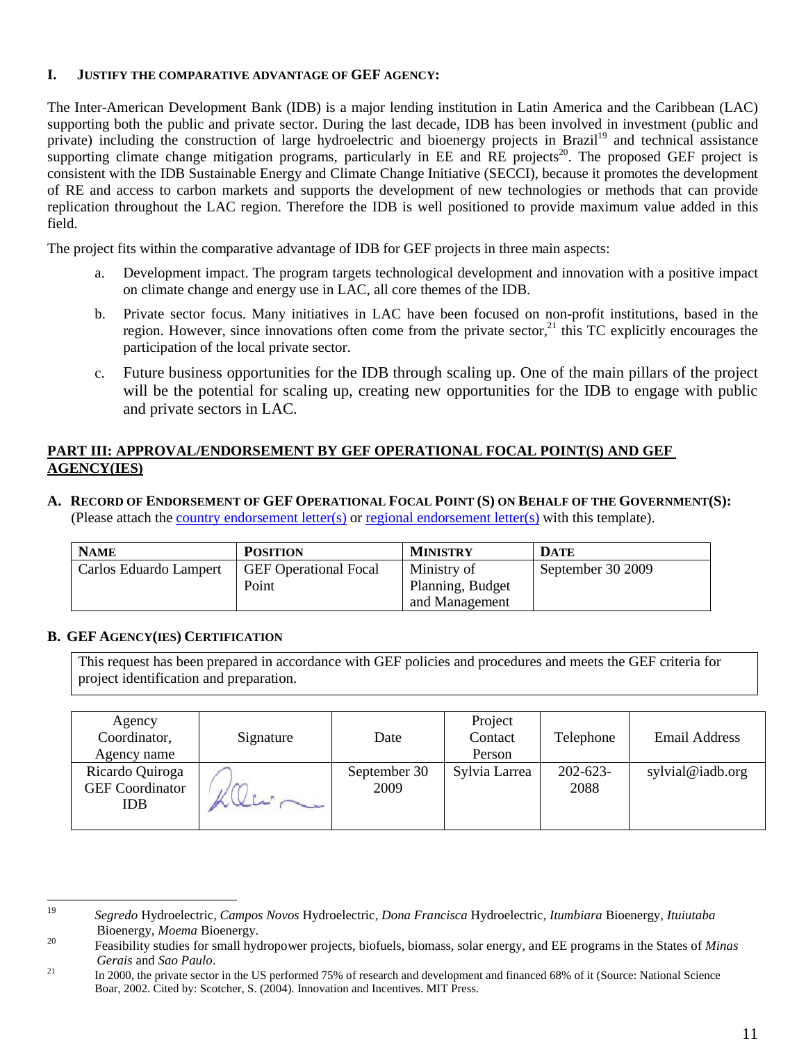### I. JUSTIFY THE COMPARATIVE ADVANTAGE OF GEF AGENCY:

The Inter-American Development Bank (IDB) is a major lending institution in Latin America and the Caribbean (LAC) supporting both the public and private sector. During the last decade, IDB has been involved in investment (public and private) including the construction of large hydroelectric and bioenergy projects in Brazil[19] and technical assistance supporting climate change mitigation programs, particularly in EE and RE projects[20]. The proposed GEF project is consistent with the IDB Sustainable Energy and Climate Change Initiative (SECCI), because it promotes the development of RE and access to carbon markets and supports the development of new technologies or methods that can provide replication throughout the LAC region. Therefore the IDB is well positioned to provide maximum value added in this field.

The project fits within the comparative advantage of IDB for GEF projects in three main aspects:

a. Development impact. The program targets technological development and innovation with a positive impact on climate change and energy use in LAC, all core themes of the IDB.

b. Private sector focus. Many initiatives in LAC have been focused on non-profit institutions, based in the region. However, since innovations often come from the private sector,[21] this TC explicitly encourages the participation of the local private sector.

c. Future business opportunities for the IDB through scaling up. One of the main pillars of the project will be the potential for scaling up, creating new opportunities for the IDB to engage with public and private sectors in LAC.

## PART III: APPROVAL/ENDORSEMENT BY GEF OPERATIONAL FOCAL POINT(S) AND GEF AGENCY(IES)

**A. RECORD OF ENDORSEMENT OF GEF OPERATIONAL FOCAL POINT (S) ON BEHALF OF THE GOVERNMENT(S):** (Please attach the country endorsement letter(s) or regional endorsement letter(s) with this template).

| NAME | POSITION | MINISTRY | DATE |
|---|---|---|---|
| Carlos Eduardo Lampert | GEF Operational Focal Point | Ministry of Planning, Budget and Management | September 30 2009 |

**B. GEF AGENCY(IES) CERTIFICATION**

This request has been prepared in accordance with GEF policies and procedures and meets the GEF criteria for project identification and preparation.

| Agency Coordinator, Agency name | Signature | Date | Project Contact Person | Telephone | Email Address |
|---|---|---|---|---|---|
| Ricardo Quiroga GEF Coordinator IDB | | September 30 2009 | Sylvia Larrea | 202-623-2088 | sylvial@iadb.org |

---

[19] *Segredo* Hydroelectric, *Campos Novos* Hydroelectric, *Dona Francisca* Hydroelectric, *Itumbiara* Bioenergy, *Ituiutaba* Bioenergy, *Moema* Bioenergy.

[20] Feasibility studies for small hydropower projects, biofuels, biomass, solar energy, and EE programs in the States of *Minas Gerais* and *Sao Paulo*.

[21] In 2000, the private sector in the US performed 75% of research and development and financed 68% of it (Source: National Science Boar, 2002. Cited by: Scotcher, S. (2004). Innovation and Incentives. MIT Press.